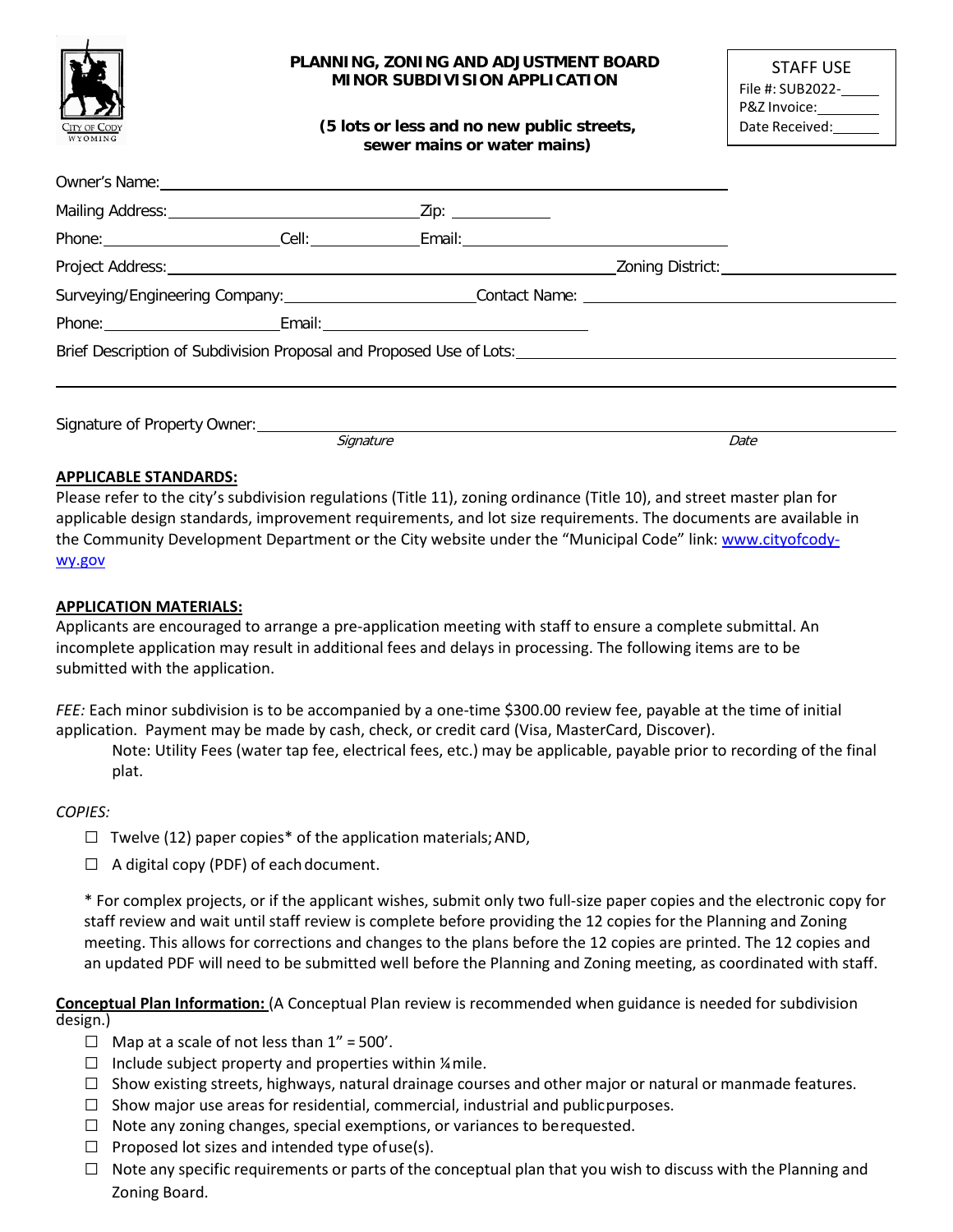City of Cody Wyoming

# PLANNING, ZONING AND ADJUSTMENT BOARD
# MINOR SUBDIVISION APPLICATION

**(5 lots or less and no new public streets, sewer mains or water mains)**

STAFF USE
File #: SUB2022-\_\_\_\_\_
P&Z Invoice:\_\_\_\_\_\_\_\_
Date Received:\_\_\_\_\_\_

Owner's Name: \_\_\_\_\_\_\_\_\_\_\_\_\_\_\_\_\_\_\_\_\_\_\_\_\_\_\_\_\_\_\_\_\_\_\_\_\_\_\_\_

Mailing Address: \_\_\_\_\_\_\_\_\_\_\_\_\_\_\_\_\_\_\_\_\_\_\_\_ Zip: \_\_\_\_\_\_\_\_\_\_

Phone: \_\_\_\_\_\_\_\_\_\_\_\_\_\_\_\_ Cell: \_\_\_\_\_\_\_\_\_\_\_\_ Email: \_\_\_\_\_\_\_\_\_\_\_\_\_\_\_\_\_\_\_\_\_\_

Project Address: \_\_\_\_\_\_\_\_\_\_\_\_\_\_\_\_\_\_\_\_\_\_\_\_\_\_\_\_\_\_\_\_\_\_\_\_\_ Zoning District: \_\_\_\_\_\_\_\_\_\_\_\_\_\_\_\_

Surveying/Engineering Company: \_\_\_\_\_\_\_\_\_\_\_\_\_\_\_\_\_\_\_\_ Contact Name: \_\_\_\_\_\_\_\_\_\_\_\_\_\_\_\_\_\_\_\_\_\_

Phone: \_\_\_\_\_\_\_\_\_\_\_\_\_\_\_\_ Email: \_\_\_\_\_\_\_\_\_\_\_\_\_\_\_\_\_\_\_\_\_\_\_\_\_\_

Brief Description of Subdivision Proposal and Proposed Use of Lots: \_\_\_\_\_\_\_\_\_\_\_\_\_\_\_\_\_\_\_\_\_\_\_\_\_\_\_\_

Signature of Property Owner: \_\_\_\_\_\_\_\_\_\_\_\_\_\_\_\_\_\_\_\_\_\_\_\_\_\_\_\_\_\_\_\_\_\_\_\_\_\_\_\_\_\_\_\_\_\_\_\_\_\_\_\_
*Signature* *Date*

## APPLICABLE STANDARDS:

Please refer to the city's subdivision regulations (Title 11), zoning ordinance (Title 10), and street master plan for applicable design standards, improvement requirements, and lot size requirements. The documents are available in the Community Development Department or the City website under the "Municipal Code" link: www.cityofcody-wy.gov

## APPLICATION MATERIALS:

Applicants are encouraged to arrange a pre-application meeting with staff to ensure a complete submittal. An incomplete application may result in additional fees and delays in processing. The following items are to be submitted with the application.

*FEE:* Each minor subdivision is to be accompanied by a one-time $300.00 review fee, payable at the time of initial application. Payment may be made by cash, check, or credit card (Visa, MasterCard, Discover).

Note: Utility Fees (water tap fee, electrical fees, etc.) may be applicable, payable prior to recording of the final plat.

*COPIES:*

- ☐ Twelve (12) paper copies* of the application materials; AND,
- ☐ A digital copy (PDF) of each document.

\* For complex projects, or if the applicant wishes, submit only two full-size paper copies and the electronic copy for staff review and wait until staff review is complete before providing the 12 copies for the Planning and Zoning meeting. This allows for corrections and changes to the plans before the 12 copies are printed. The 12 copies and an updated PDF will need to be submitted well before the Planning and Zoning meeting, as coordinated with staff.

**Conceptual Plan Information:** (A Conceptual Plan review is recommended when guidance is needed for subdivision design.)

- ☐ Map at a scale of not less than 1" = 500'.
- ☐ Include subject property and properties within ¼ mile.
- ☐ Show existing streets, highways, natural drainage courses and other major or natural or manmade features.
- ☐ Show major use areas for residential, commercial, industrial and public purposes.
- ☐ Note any zoning changes, special exemptions, or variances to be requested.
- ☐ Proposed lot sizes and intended type of use(s).
- ☐ Note any specific requirements or parts of the conceptual plan that you wish to discuss with the Planning and Zoning Board.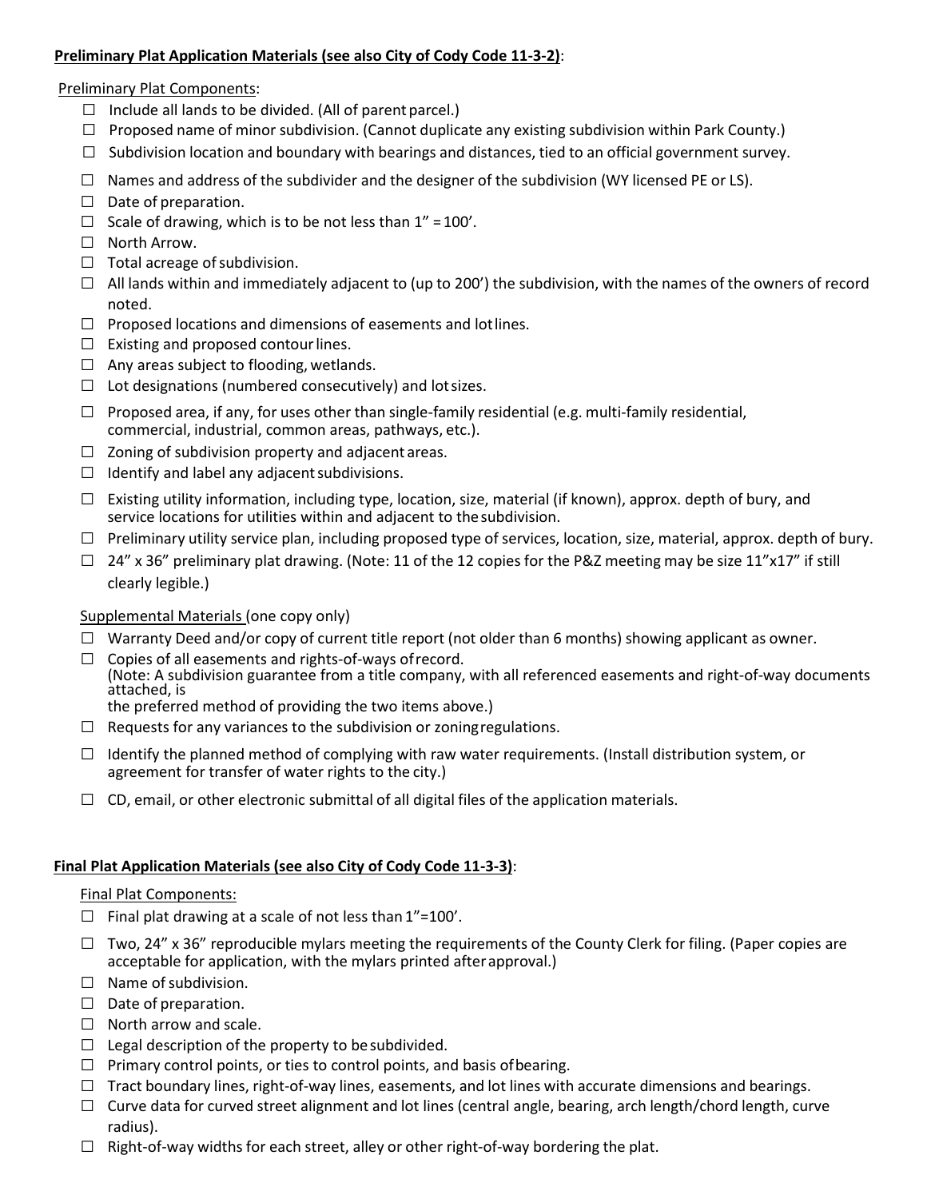**Preliminary Plat Application Materials (see also City of Cody Code 11-3-2)**:

Preliminary Plat Components:

- ☐ Include all lands to be divided. (All of parent parcel.)
- ☐ Proposed name of minor subdivision. (Cannot duplicate any existing subdivision within Park County.)
- ☐ Subdivision location and boundary with bearings and distances, tied to an official government survey.
- ☐ Names and address of the subdivider and the designer of the subdivision (WY licensed PE or LS).
- ☐ Date of preparation.
- ☐ Scale of drawing, which is to be not less than 1" = 100'.
- ☐ North Arrow.
- ☐ Total acreage of subdivision.
- ☐ All lands within and immediately adjacent to (up to 200') the subdivision, with the names of the owners of record noted.
- ☐ Proposed locations and dimensions of easements and lot lines.
- ☐ Existing and proposed contour lines.
- ☐ Any areas subject to flooding, wetlands.
- ☐ Lot designations (numbered consecutively) and lot sizes.
- ☐ Proposed area, if any, for uses other than single-family residential (e.g. multi-family residential, commercial, industrial, common areas, pathways, etc.).
- ☐ Zoning of subdivision property and adjacent areas.
- ☐ Identify and label any adjacent subdivisions.
- ☐ Existing utility information, including type, location, size, material (if known), approx. depth of bury, and service locations for utilities within and adjacent to the subdivision.
- ☐ Preliminary utility service plan, including proposed type of services, location, size, material, approx. depth of bury.
- ☐ 24" x 36" preliminary plat drawing. (Note: 11 of the 12 copies for the P&Z meeting may be size 11"x17" if still clearly legible.)

Supplemental Materials (one copy only)

- ☐ Warranty Deed and/or copy of current title report (not older than 6 months) showing applicant as owner.
- ☐ Copies of all easements and rights-of-ways of record.
  (Note: A subdivision guarantee from a title company, with all referenced easements and right-of-way documents attached, is
  the preferred method of providing the two items above.)
- ☐ Requests for any variances to the subdivision or zoning regulations.
- ☐ Identify the planned method of complying with raw water requirements. (Install distribution system, or agreement for transfer of water rights to the city.)
- ☐ CD, email, or other electronic submittal of all digital files of the application materials.

**Final Plat Application Materials (see also City of Cody Code 11-3-3)**:

Final Plat Components:

- ☐ Final plat drawing at a scale of not less than 1"=100'.
- ☐ Two, 24" x 36" reproducible mylars meeting the requirements of the County Clerk for filing. (Paper copies are acceptable for application, with the mylars printed after approval.)
- ☐ Name of subdivision.
- ☐ Date of preparation.
- ☐ North arrow and scale.
- ☐ Legal description of the property to be subdivided.
- ☐ Primary control points, or ties to control points, and basis of bearing.
- ☐ Tract boundary lines, right-of-way lines, easements, and lot lines with accurate dimensions and bearings.
- ☐ Curve data for curved street alignment and lot lines (central angle, bearing, arch length/chord length, curve radius).
- ☐ Right-of-way widths for each street, alley or other right-of-way bordering the plat.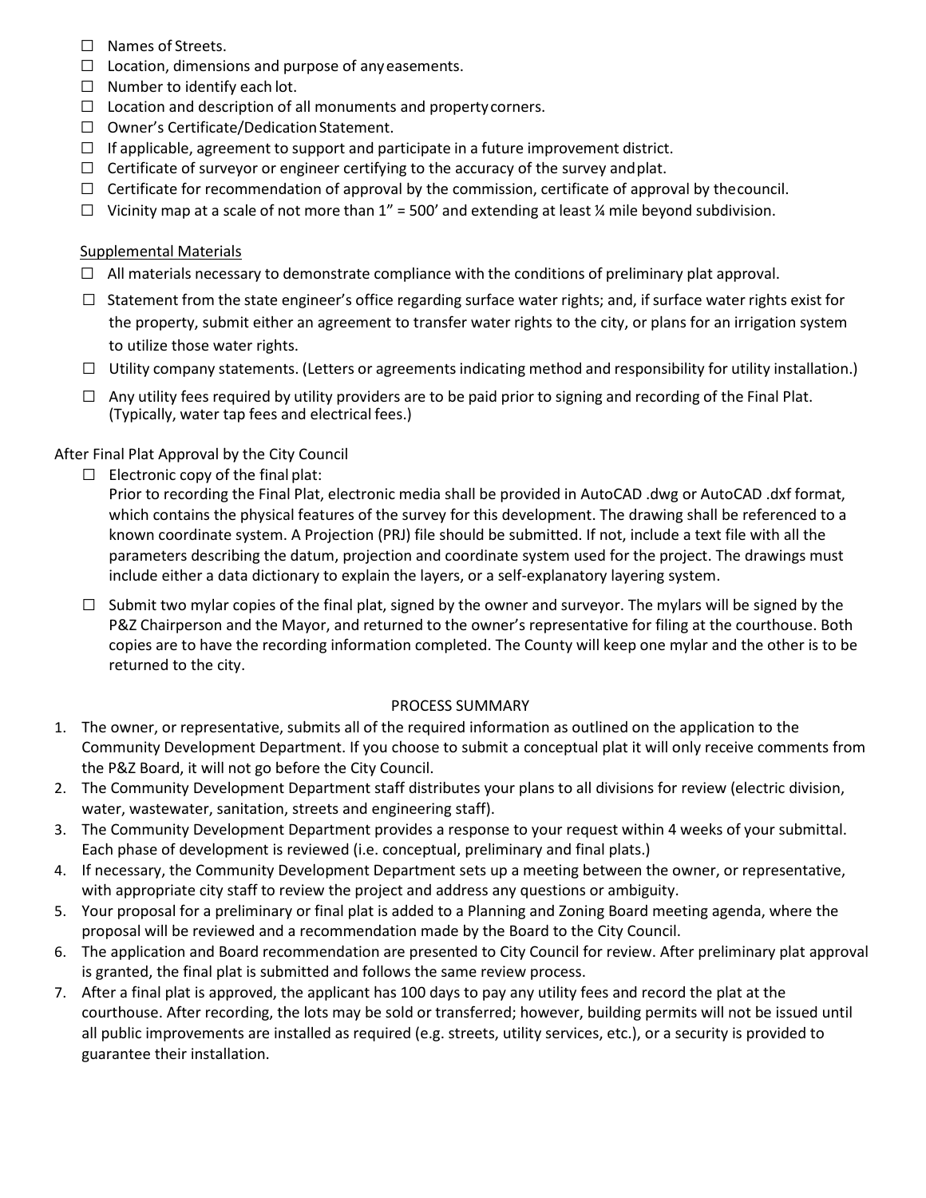- ☐ Names of Streets.
- ☐ Location, dimensions and purpose of any easements.
- ☐ Number to identify each lot.
- ☐ Location and description of all monuments and property corners.
- ☐ Owner's Certificate/Dedication Statement.
- ☐ If applicable, agreement to support and participate in a future improvement district.
- ☐ Certificate of surveyor or engineer certifying to the accuracy of the survey and plat.
- ☐ Certificate for recommendation of approval by the commission, certificate of approval by the council.
- ☐ Vicinity map at a scale of not more than 1" = 500' and extending at least ¼ mile beyond subdivision.

Supplemental Materials

- ☐ All materials necessary to demonstrate compliance with the conditions of preliminary plat approval.
- ☐ Statement from the state engineer's office regarding surface water rights; and, if surface water rights exist for the property, submit either an agreement to transfer water rights to the city, or plans for an irrigation system to utilize those water rights.
- ☐ Utility company statements. (Letters or agreements indicating method and responsibility for utility installation.)
- ☐ Any utility fees required by utility providers are to be paid prior to signing and recording of the Final Plat. (Typically, water tap fees and electrical fees.)

After Final Plat Approval by the City Council

- ☐ Electronic copy of the final plat:
  Prior to recording the Final Plat, electronic media shall be provided in AutoCAD .dwg or AutoCAD .dxf format, which contains the physical features of the survey for this development. The drawing shall be referenced to a known coordinate system. A Projection (PRJ) file should be submitted. If not, include a text file with all the parameters describing the datum, projection and coordinate system used for the project. The drawings must include either a data dictionary to explain the layers, or a self-explanatory layering system.
- ☐ Submit two mylar copies of the final plat, signed by the owner and surveyor. The mylars will be signed by the P&Z Chairperson and the Mayor, and returned to the owner's representative for filing at the courthouse. Both copies are to have the recording information completed. The County will keep one mylar and the other is to be returned to the city.

## PROCESS SUMMARY

1. The owner, or representative, submits all of the required information as outlined on the application to the Community Development Department. If you choose to submit a conceptual plat it will only receive comments from the P&Z Board, it will not go before the City Council.
2. The Community Development Department staff distributes your plans to all divisions for review (electric division, water, wastewater, sanitation, streets and engineering staff).
3. The Community Development Department provides a response to your request within 4 weeks of your submittal. Each phase of development is reviewed (i.e. conceptual, preliminary and final plats.)
4. If necessary, the Community Development Department sets up a meeting between the owner, or representative, with appropriate city staff to review the project and address any questions or ambiguity.
5. Your proposal for a preliminary or final plat is added to a Planning and Zoning Board meeting agenda, where the proposal will be reviewed and a recommendation made by the Board to the City Council.
6. The application and Board recommendation are presented to City Council for review. After preliminary plat approval is granted, the final plat is submitted and follows the same review process.
7. After a final plat is approved, the applicant has 100 days to pay any utility fees and record the plat at the courthouse. After recording, the lots may be sold or transferred; however, building permits will not be issued until all public improvements are installed as required (e.g. streets, utility services, etc.), or a security is provided to guarantee their installation.